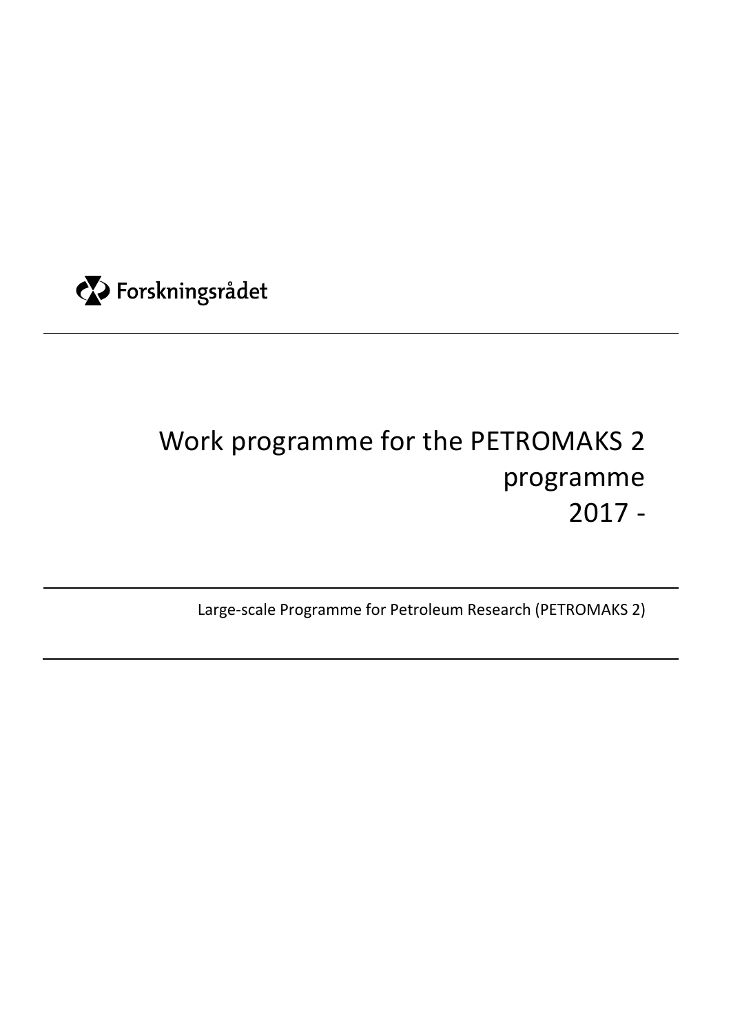Forskningsrådet

# Work programme for the PETROMAKS 2 programme 2017 -

Large-scale Programme for Petroleum Research (PETROMAKS 2)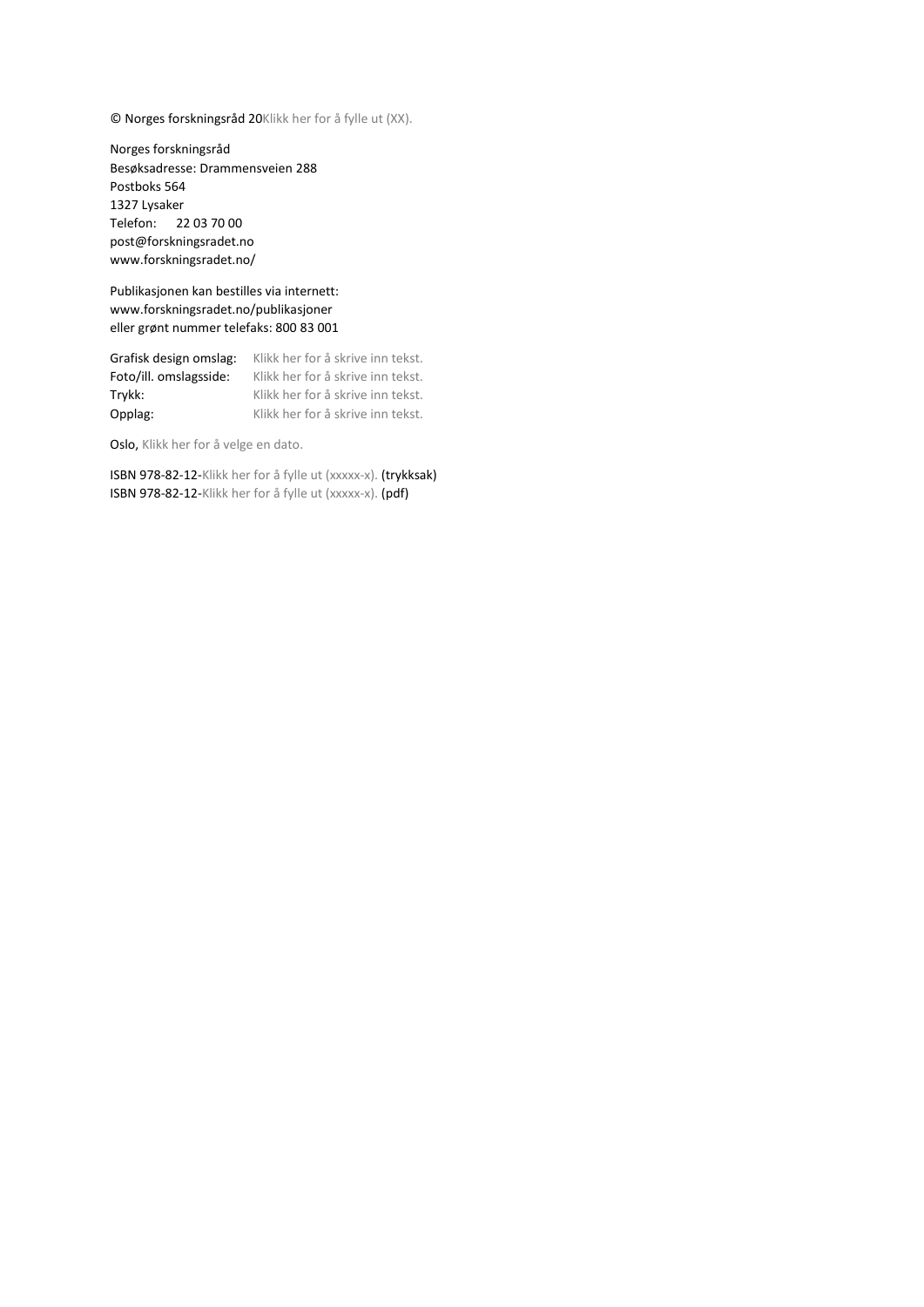© Norges forskningsråd 20Klikk her for å fylle ut (XX).

Norges forskningsråd
Besøksadresse: Drammensveien 288
Postboks 564
1327 Lysaker
Telefon: 22 03 70 00
post@forskningsradet.no
www.forskningsradet.no/

Publikasjonen kan bestilles via internett:
www.forskningsradet.no/publikasjoner
eller grønt nummer telefaks: 800 83 001

Grafisk design omslag: Klikk her for å skrive inn tekst.
Foto/ill. omslagsside: Klikk her for å skrive inn tekst.
Trykk: Klikk her for å skrive inn tekst.
Opplag: Klikk her for å skrive inn tekst.

Oslo, Klikk her for å velge en dato.

ISBN 978-82-12-Klikk her for å fylle ut (xxxxx-x). (trykksak)
ISBN 978-82-12-Klikk her for å fylle ut (xxxxx-x). (pdf)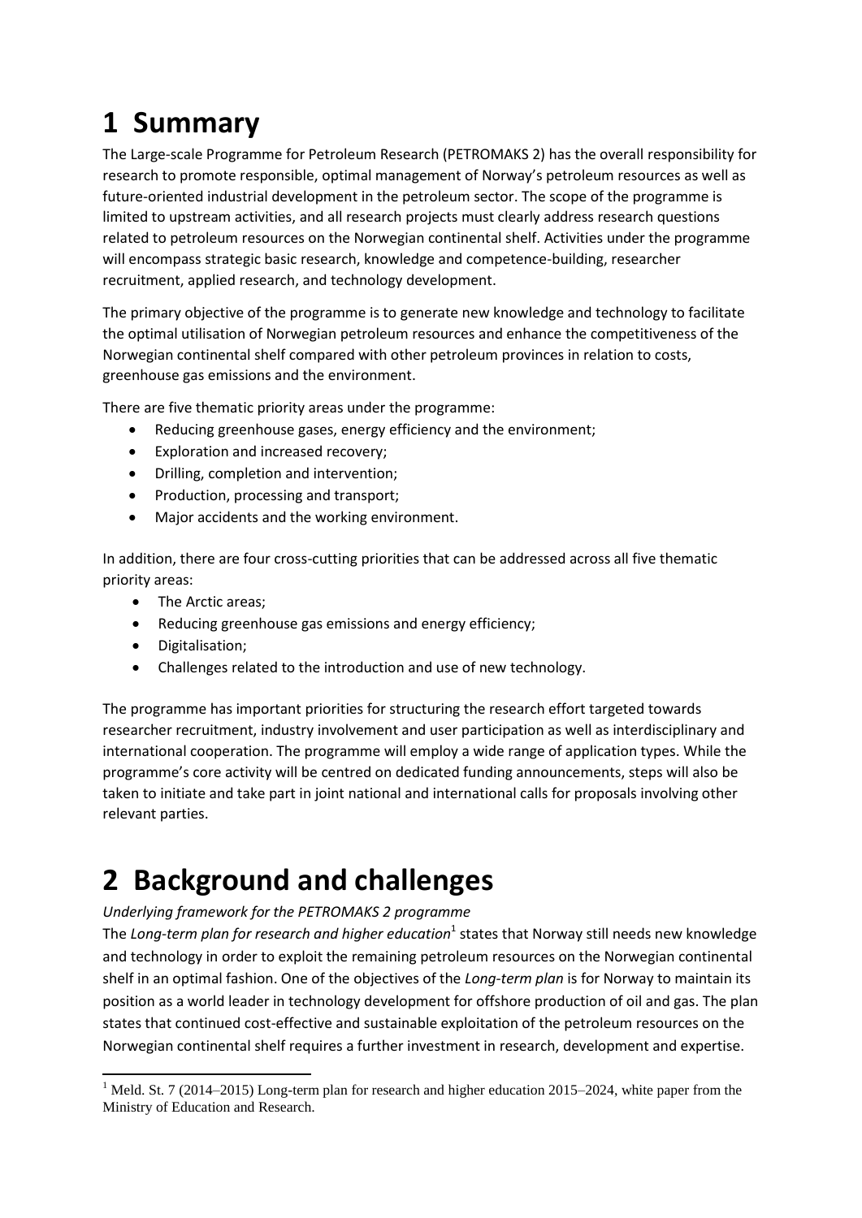# 1 Summary

The Large-scale Programme for Petroleum Research (PETROMAKS 2) has the overall responsibility for research to promote responsible, optimal management of Norway's petroleum resources as well as future-oriented industrial development in the petroleum sector. The scope of the programme is limited to upstream activities, and all research projects must clearly address research questions related to petroleum resources on the Norwegian continental shelf. Activities under the programme will encompass strategic basic research, knowledge and competence-building, researcher recruitment, applied research, and technology development.

The primary objective of the programme is to generate new knowledge and technology to facilitate the optimal utilisation of Norwegian petroleum resources and enhance the competitiveness of the Norwegian continental shelf compared with other petroleum provinces in relation to costs, greenhouse gas emissions and the environment.

There are five thematic priority areas under the programme:

- Reducing greenhouse gases, energy efficiency and the environment;
- Exploration and increased recovery;
- Drilling, completion and intervention;
- Production, processing and transport;
- Major accidents and the working environment.

In addition, there are four cross-cutting priorities that can be addressed across all five thematic priority areas:

- The Arctic areas;
- Reducing greenhouse gas emissions and energy efficiency;
- Digitalisation;
- Challenges related to the introduction and use of new technology.

The programme has important priorities for structuring the research effort targeted towards researcher recruitment, industry involvement and user participation as well as interdisciplinary and international cooperation. The programme will employ a wide range of application types. While the programme's core activity will be centred on dedicated funding announcements, steps will also be taken to initiate and take part in joint national and international calls for proposals involving other relevant parties.

# 2 Background and challenges

*Underlying framework for the PETROMAKS 2 programme*

The *Long-term plan for research and higher education*[1] states that Norway still needs new knowledge and technology in order to exploit the remaining petroleum resources on the Norwegian continental shelf in an optimal fashion. One of the objectives of the *Long-term plan* is for Norway to maintain its position as a world leader in technology development for offshore production of oil and gas. The plan states that continued cost-effective and sustainable exploitation of the petroleum resources on the Norwegian continental shelf requires a further investment in research, development and expertise.

[1] Meld. St. 7 (2014–2015) Long-term plan for research and higher education 2015–2024, white paper from the Ministry of Education and Research.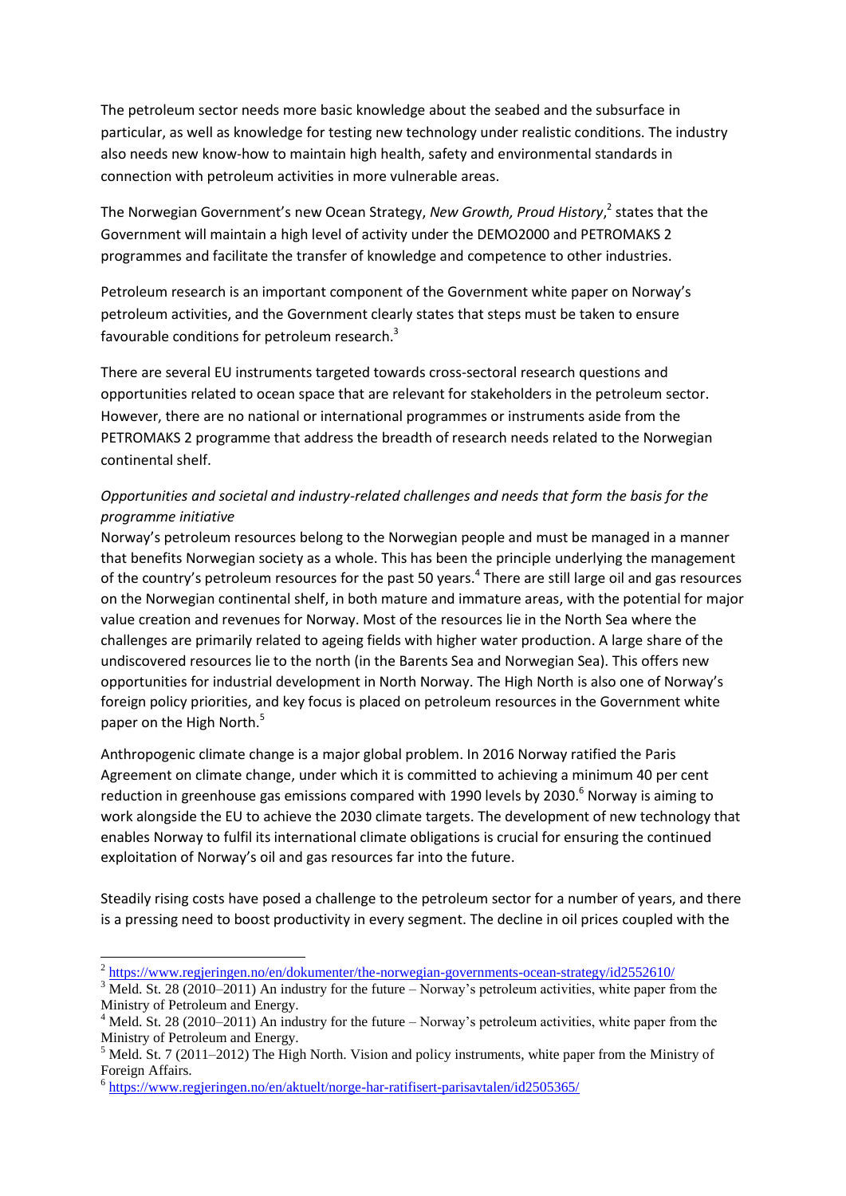The petroleum sector needs more basic knowledge about the seabed and the subsurface in particular, as well as knowledge for testing new technology under realistic conditions. The industry also needs new know-how to maintain high health, safety and environmental standards in connection with petroleum activities in more vulnerable areas.

The Norwegian Government's new Ocean Strategy, *New Growth, Proud History*,[2] states that the Government will maintain a high level of activity under the DEMO2000 and PETROMAKS 2 programmes and facilitate the transfer of knowledge and competence to other industries.

Petroleum research is an important component of the Government white paper on Norway's petroleum activities, and the Government clearly states that steps must be taken to ensure favourable conditions for petroleum research.[3]

There are several EU instruments targeted towards cross-sectoral research questions and opportunities related to ocean space that are relevant for stakeholders in the petroleum sector. However, there are no national or international programmes or instruments aside from the PETROMAKS 2 programme that address the breadth of research needs related to the Norwegian continental shelf.

*Opportunities and societal and industry-related challenges and needs that form the basis for the programme initiative*

Norway's petroleum resources belong to the Norwegian people and must be managed in a manner that benefits Norwegian society as a whole. This has been the principle underlying the management of the country's petroleum resources for the past 50 years.[4] There are still large oil and gas resources on the Norwegian continental shelf, in both mature and immature areas, with the potential for major value creation and revenues for Norway. Most of the resources lie in the North Sea where the challenges are primarily related to ageing fields with higher water production. A large share of the undiscovered resources lie to the north (in the Barents Sea and Norwegian Sea). This offers new opportunities for industrial development in North Norway. The High North is also one of Norway's foreign policy priorities, and key focus is placed on petroleum resources in the Government white paper on the High North.[5]

Anthropogenic climate change is a major global problem. In 2016 Norway ratified the Paris Agreement on climate change, under which it is committed to achieving a minimum 40 per cent reduction in greenhouse gas emissions compared with 1990 levels by 2030.[6] Norway is aiming to work alongside the EU to achieve the 2030 climate targets. The development of new technology that enables Norway to fulfil its international climate obligations is crucial for ensuring the continued exploitation of Norway's oil and gas resources far into the future.

Steadily rising costs have posed a challenge to the petroleum sector for a number of years, and there is a pressing need to boost productivity in every segment. The decline in oil prices coupled with the

---

[2] https://www.regjeringen.no/en/dokumenter/the-norwegian-governments-ocean-strategy/id2552610/

[3] Meld. St. 28 (2010–2011) An industry for the future – Norway's petroleum activities, white paper from the Ministry of Petroleum and Energy.

[4] Meld. St. 28 (2010–2011) An industry for the future – Norway's petroleum activities, white paper from the Ministry of Petroleum and Energy.

[5] Meld. St. 7 (2011–2012) The High North. Vision and policy instruments, white paper from the Ministry of Foreign Affairs.

[6] https://www.regjeringen.no/en/aktuelt/norge-har-ratifisert-parisavtalen/id2505365/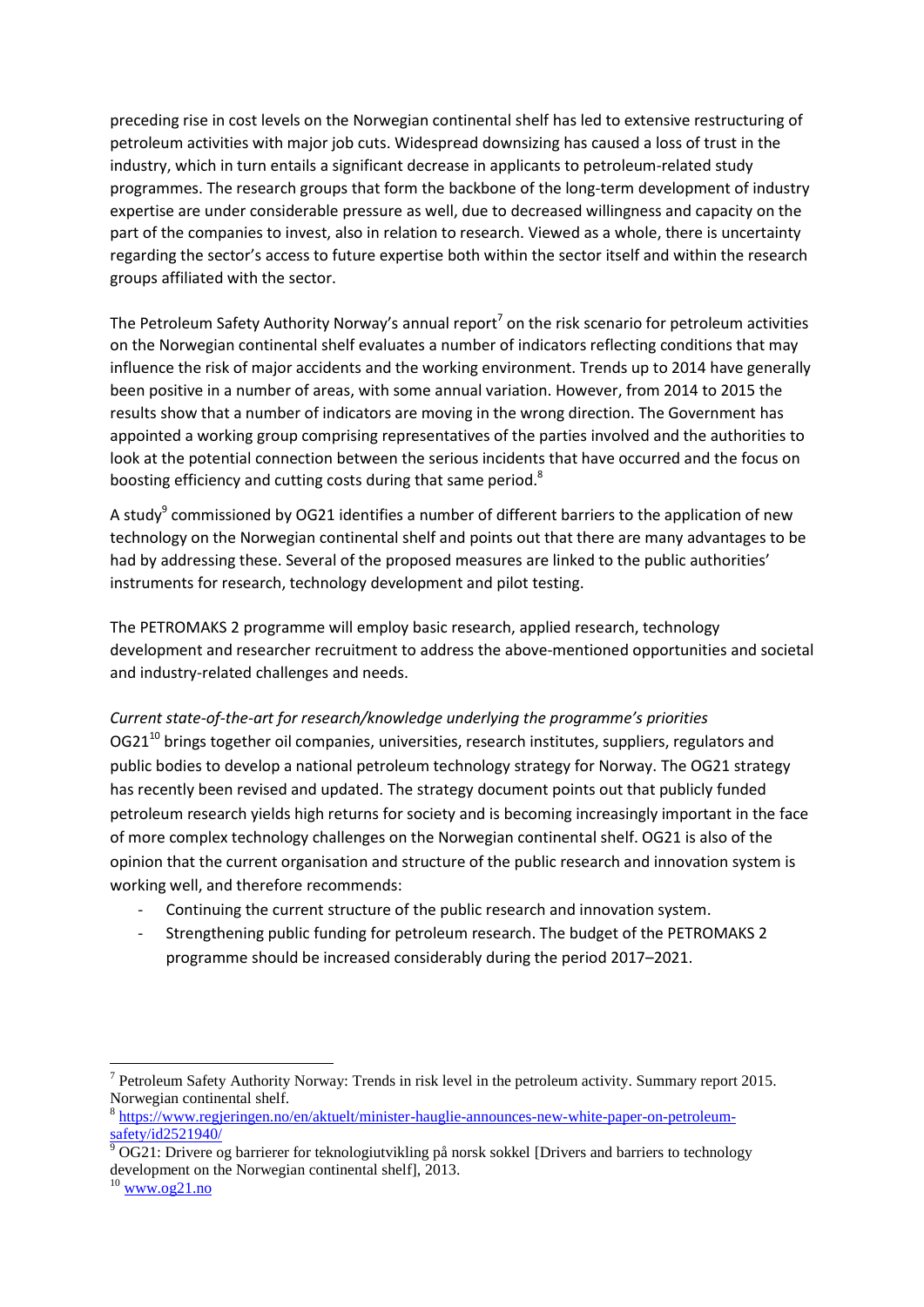preceding rise in cost levels on the Norwegian continental shelf has led to extensive restructuring of petroleum activities with major job cuts. Widespread downsizing has caused a loss of trust in the industry, which in turn entails a significant decrease in applicants to petroleum-related study programmes. The research groups that form the backbone of the long-term development of industry expertise are under considerable pressure as well, due to decreased willingness and capacity on the part of the companies to invest, also in relation to research. Viewed as a whole, there is uncertainty regarding the sector's access to future expertise both within the sector itself and within the research groups affiliated with the sector.

The Petroleum Safety Authority Norway's annual report[7] on the risk scenario for petroleum activities on the Norwegian continental shelf evaluates a number of indicators reflecting conditions that may influence the risk of major accidents and the working environment. Trends up to 2014 have generally been positive in a number of areas, with some annual variation. However, from 2014 to 2015 the results show that a number of indicators are moving in the wrong direction. The Government has appointed a working group comprising representatives of the parties involved and the authorities to look at the potential connection between the serious incidents that have occurred and the focus on boosting efficiency and cutting costs during that same period.[8]

A study[9] commissioned by OG21 identifies a number of different barriers to the application of new technology on the Norwegian continental shelf and points out that there are many advantages to be had by addressing these. Several of the proposed measures are linked to the public authorities' instruments for research, technology development and pilot testing.

The PETROMAKS 2 programme will employ basic research, applied research, technology development and researcher recruitment to address the above-mentioned opportunities and societal and industry-related challenges and needs.

*Current state-of-the-art for research/knowledge underlying the programme's priorities*

OG21[10] brings together oil companies, universities, research institutes, suppliers, regulators and public bodies to develop a national petroleum technology strategy for Norway. The OG21 strategy has recently been revised and updated. The strategy document points out that publicly funded petroleum research yields high returns for society and is becoming increasingly important in the face of more complex technology challenges on the Norwegian continental shelf. OG21 is also of the opinion that the current organisation and structure of the public research and innovation system is working well, and therefore recommends:

- Continuing the current structure of the public research and innovation system.
- Strengthening public funding for petroleum research. The budget of the PETROMAKS 2 programme should be increased considerably during the period 2017–2021.

---

[7] Petroleum Safety Authority Norway: Trends in risk level in the petroleum activity. Summary report 2015. Norwegian continental shelf.

[8] https://www.regjeringen.no/en/aktuelt/minister-hauglie-announces-new-white-paper-on-petroleum-safety/id2521940/

[9] OG21: Drivere og barrierer for teknologiutvikling på norsk sokkel [Drivers and barriers to technology development on the Norwegian continental shelf], 2013.

[10] www.og21.no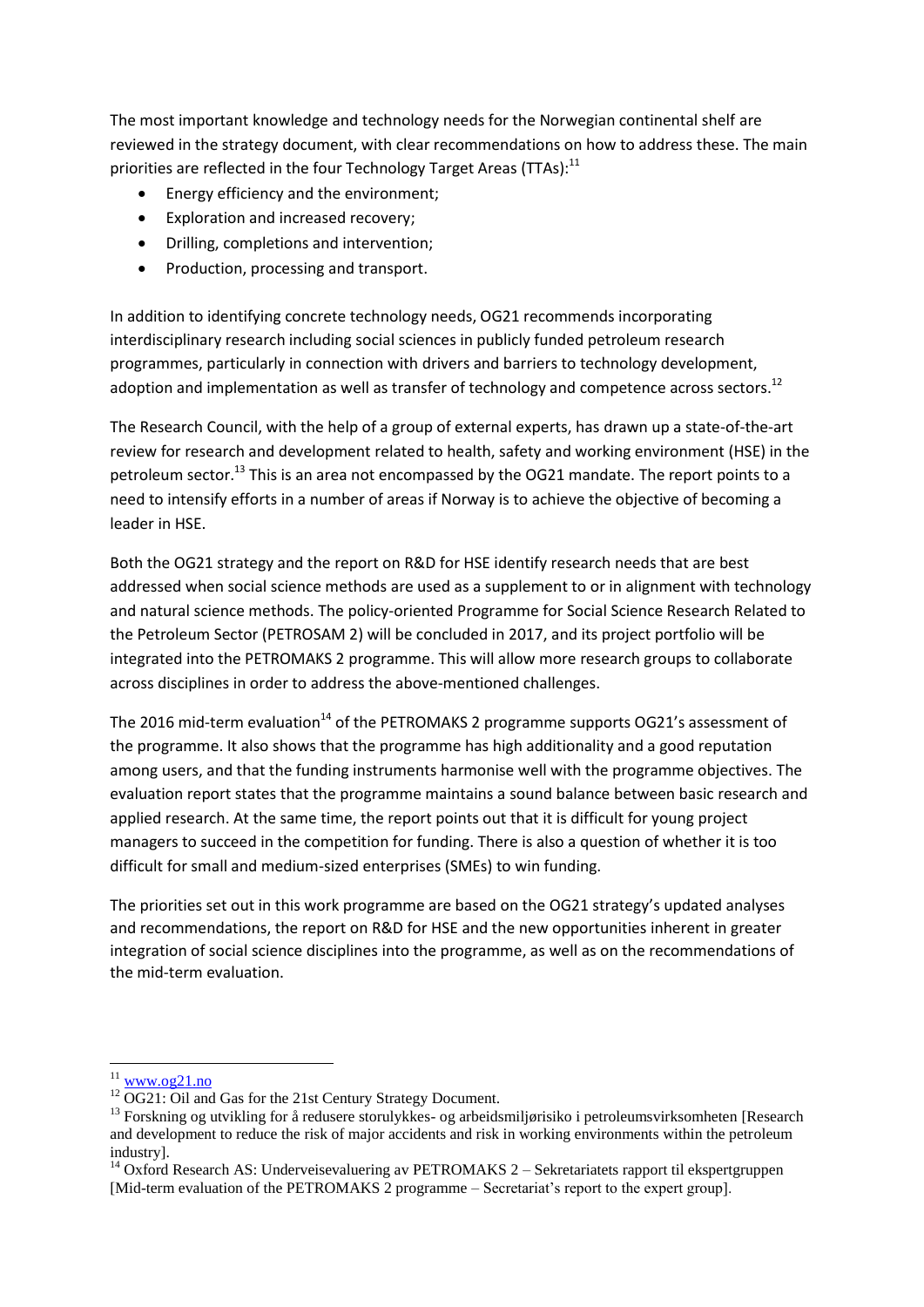The most important knowledge and technology needs for the Norwegian continental shelf are reviewed in the strategy document, with clear recommendations on how to address these. The main priorities are reflected in the four Technology Target Areas (TTAs):[11]

- Energy efficiency and the environment;
- Exploration and increased recovery;
- Drilling, completions and intervention;
- Production, processing and transport.

In addition to identifying concrete technology needs, OG21 recommends incorporating interdisciplinary research including social sciences in publicly funded petroleum research programmes, particularly in connection with drivers and barriers to technology development, adoption and implementation as well as transfer of technology and competence across sectors.[12]

The Research Council, with the help of a group of external experts, has drawn up a state-of-the-art review for research and development related to health, safety and working environment (HSE) in the petroleum sector.[13] This is an area not encompassed by the OG21 mandate. The report points to a need to intensify efforts in a number of areas if Norway is to achieve the objective of becoming a leader in HSE.

Both the OG21 strategy and the report on R&D for HSE identify research needs that are best addressed when social science methods are used as a supplement to or in alignment with technology and natural science methods. The policy-oriented Programme for Social Science Research Related to the Petroleum Sector (PETROSAM 2) will be concluded in 2017, and its project portfolio will be integrated into the PETROMAKS 2 programme. This will allow more research groups to collaborate across disciplines in order to address the above-mentioned challenges.

The 2016 mid-term evaluation[14] of the PETROMAKS 2 programme supports OG21's assessment of the programme. It also shows that the programme has high additionality and a good reputation among users, and that the funding instruments harmonise well with the programme objectives. The evaluation report states that the programme maintains a sound balance between basic research and applied research. At the same time, the report points out that it is difficult for young project managers to succeed in the competition for funding. There is also a question of whether it is too difficult for small and medium-sized enterprises (SMEs) to win funding.

The priorities set out in this work programme are based on the OG21 strategy's updated analyses and recommendations, the report on R&D for HSE and the new opportunities inherent in greater integration of social science disciplines into the programme, as well as on the recommendations of the mid-term evaluation.

---

[11] www.og21.no

[12] OG21: Oil and Gas for the 21st Century Strategy Document.

[13] Forskning og utvikling for å redusere storulykkes- og arbeidsmiljørisiko i petroleumsvirksomheten [Research and development to reduce the risk of major accidents and risk in working environments within the petroleum industry].

[14] Oxford Research AS: Underveisevaluering av PETROMAKS 2 – Sekretariatets rapport til ekspertgruppen [Mid-term evaluation of the PETROMAKS 2 programme – Secretariat's report to the expert group].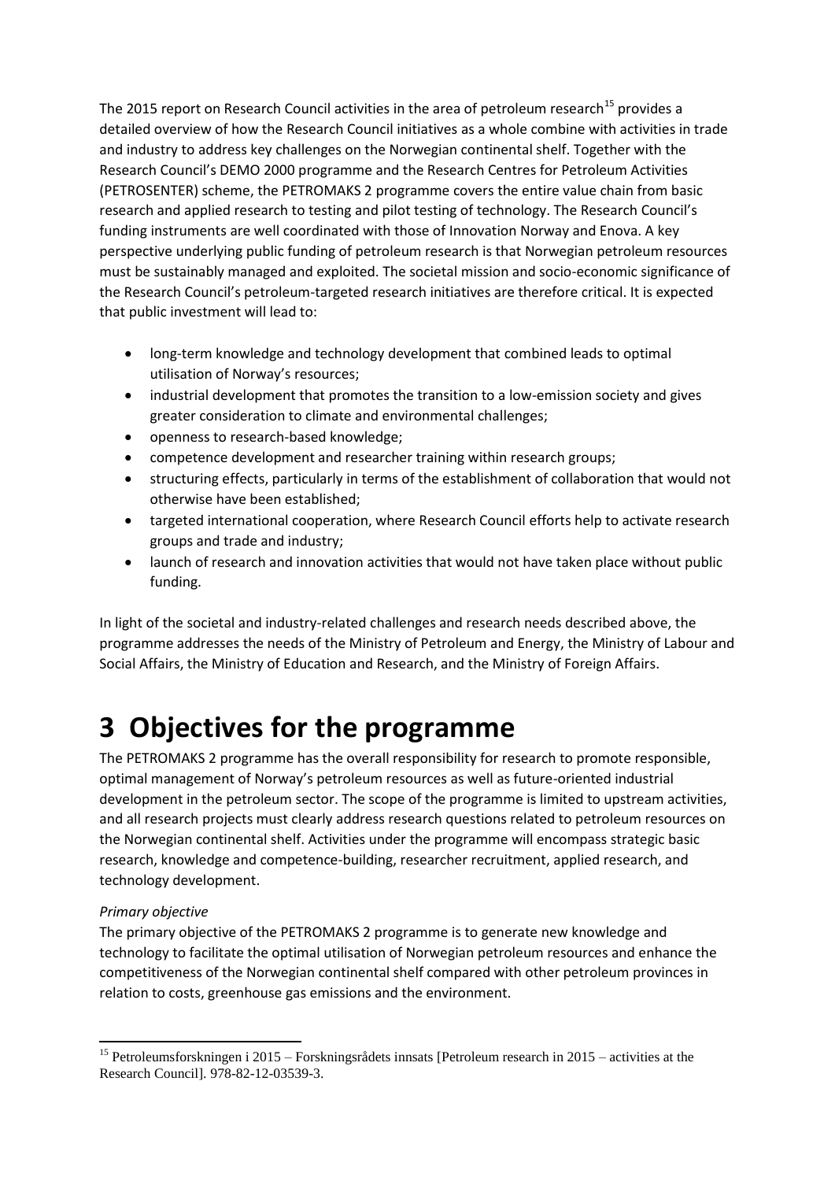The 2015 report on Research Council activities in the area of petroleum research[15] provides a detailed overview of how the Research Council initiatives as a whole combine with activities in trade and industry to address key challenges on the Norwegian continental shelf. Together with the Research Council's DEMO 2000 programme and the Research Centres for Petroleum Activities (PETROSENTER) scheme, the PETROMAKS 2 programme covers the entire value chain from basic research and applied research to testing and pilot testing of technology. The Research Council's funding instruments are well coordinated with those of Innovation Norway and Enova. A key perspective underlying public funding of petroleum research is that Norwegian petroleum resources must be sustainably managed and exploited. The societal mission and socio-economic significance of the Research Council's petroleum-targeted research initiatives are therefore critical. It is expected that public investment will lead to:

- long-term knowledge and technology development that combined leads to optimal utilisation of Norway's resources;
- industrial development that promotes the transition to a low-emission society and gives greater consideration to climate and environmental challenges;
- openness to research-based knowledge;
- competence development and researcher training within research groups;
- structuring effects, particularly in terms of the establishment of collaboration that would not otherwise have been established;
- targeted international cooperation, where Research Council efforts help to activate research groups and trade and industry;
- launch of research and innovation activities that would not have taken place without public funding.

In light of the societal and industry-related challenges and research needs described above, the programme addresses the needs of the Ministry of Petroleum and Energy, the Ministry of Labour and Social Affairs, the Ministry of Education and Research, and the Ministry of Foreign Affairs.

# 3 Objectives for the programme

The PETROMAKS 2 programme has the overall responsibility for research to promote responsible, optimal management of Norway's petroleum resources as well as future-oriented industrial development in the petroleum sector. The scope of the programme is limited to upstream activities, and all research projects must clearly address research questions related to petroleum resources on the Norwegian continental shelf. Activities under the programme will encompass strategic basic research, knowledge and competence-building, researcher recruitment, applied research, and technology development.

*Primary objective*

The primary objective of the PETROMAKS 2 programme is to generate new knowledge and technology to facilitate the optimal utilisation of Norwegian petroleum resources and enhance the competitiveness of the Norwegian continental shelf compared with other petroleum provinces in relation to costs, greenhouse gas emissions and the environment.

[15] Petroleumsforskningen i 2015 – Forskningsrådets innsats [Petroleum research in 2015 – activities at the Research Council]. 978-82-12-03539-3.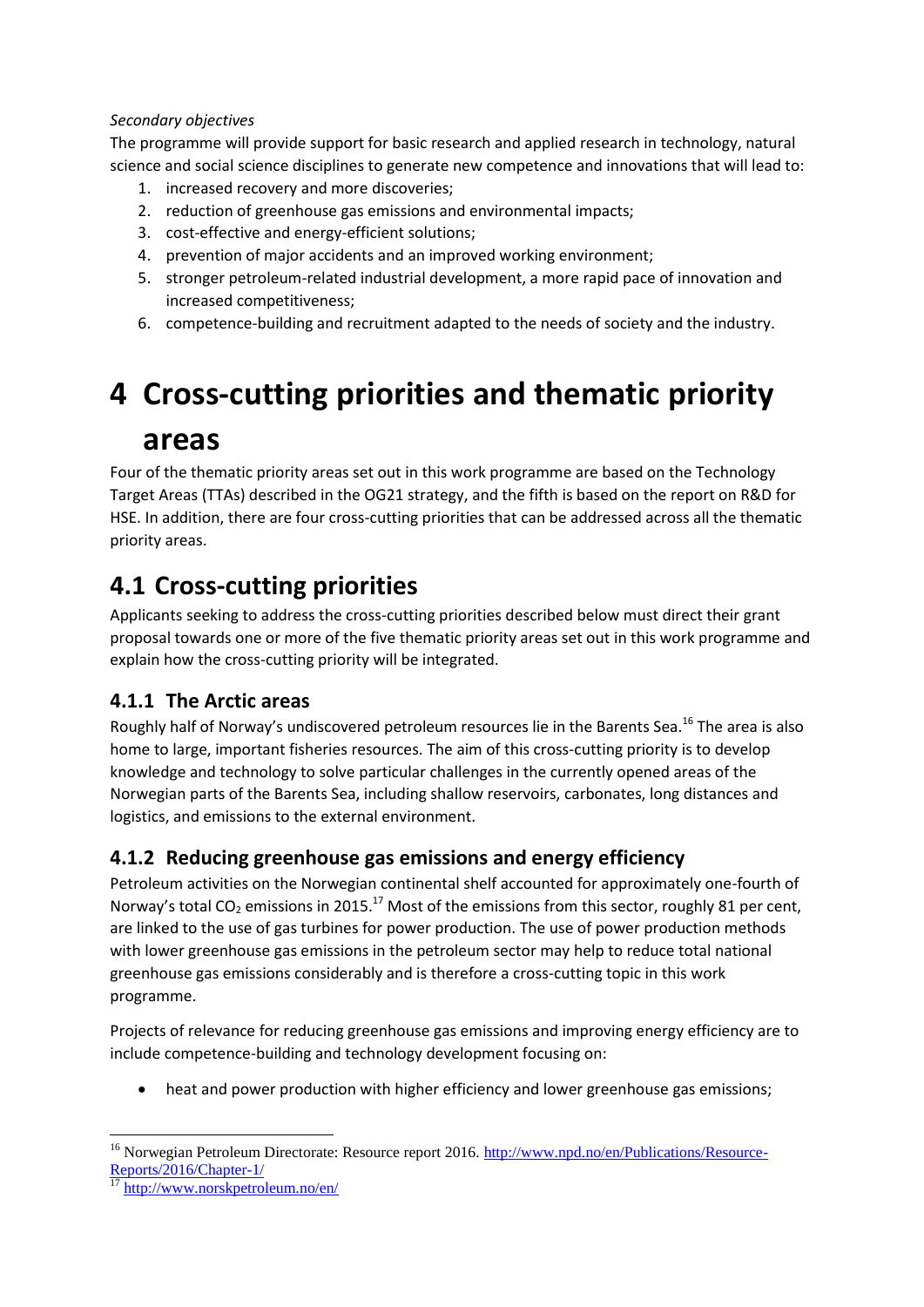*Secondary objectives*

The programme will provide support for basic research and applied research in technology, natural science and social science disciplines to generate new competence and innovations that will lead to:

1. increased recovery and more discoveries;
2. reduction of greenhouse gas emissions and environmental impacts;
3. cost-effective and energy-efficient solutions;
4. prevention of major accidents and an improved working environment;
5. stronger petroleum-related industrial development, a more rapid pace of innovation and increased competitiveness;
6. competence-building and recruitment adapted to the needs of society and the industry.

# 4 Cross-cutting priorities and thematic priority areas

Four of the thematic priority areas set out in this work programme are based on the Technology Target Areas (TTAs) described in the OG21 strategy, and the fifth is based on the report on R&D for HSE. In addition, there are four cross-cutting priorities that can be addressed across all the thematic priority areas.

## 4.1 Cross-cutting priorities

Applicants seeking to address the cross-cutting priorities described below must direct their grant proposal towards one or more of the five thematic priority areas set out in this work programme and explain how the cross-cutting priority will be integrated.

### 4.1.1 The Arctic areas

Roughly half of Norway's undiscovered petroleum resources lie in the Barents Sea.[16] The area is also home to large, important fisheries resources. The aim of this cross-cutting priority is to develop knowledge and technology to solve particular challenges in the currently opened areas of the Norwegian parts of the Barents Sea, including shallow reservoirs, carbonates, long distances and logistics, and emissions to the external environment.

### 4.1.2 Reducing greenhouse gas emissions and energy efficiency

Petroleum activities on the Norwegian continental shelf accounted for approximately one-fourth of Norway's total $CO_2$ emissions in 2015.[17] Most of the emissions from this sector, roughly 81 per cent, are linked to the use of gas turbines for power production. The use of power production methods with lower greenhouse gas emissions in the petroleum sector may help to reduce total national greenhouse gas emissions considerably and is therefore a cross-cutting topic in this work programme.

Projects of relevance for reducing greenhouse gas emissions and improving energy efficiency are to include competence-building and technology development focusing on:

- heat and power production with higher efficiency and lower greenhouse gas emissions;

---

[16] Norwegian Petroleum Directorate: Resource report 2016. http://www.npd.no/en/Publications/Resource-Reports/2016/Chapter-1/

[17] http://www.norskpetroleum.no/en/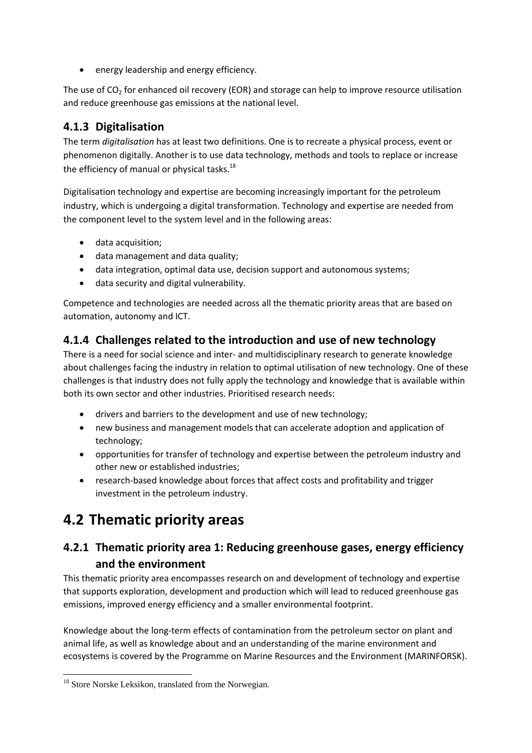- energy leadership and energy efficiency.

The use of $CO_2$ for enhanced oil recovery (EOR) and storage can help to improve resource utilisation and reduce greenhouse gas emissions at the national level.

### 4.1.3 Digitalisation

The term *digitalisation* has at least two definitions. One is to recreate a physical process, event or phenomenon digitally. Another is to use data technology, methods and tools to replace or increase the efficiency of manual or physical tasks.[18]

Digitalisation technology and expertise are becoming increasingly important for the petroleum industry, which is undergoing a digital transformation. Technology and expertise are needed from the component level to the system level and in the following areas:

- data acquisition;
- data management and data quality;
- data integration, optimal data use, decision support and autonomous systems;
- data security and digital vulnerability.

Competence and technologies are needed across all the thematic priority areas that are based on automation, autonomy and ICT.

### 4.1.4 Challenges related to the introduction and use of new technology

There is a need for social science and inter- and multidisciplinary research to generate knowledge about challenges facing the industry in relation to optimal utilisation of new technology. One of these challenges is that industry does not fully apply the technology and knowledge that is available within both its own sector and other industries. Prioritised research needs:

- drivers and barriers to the development and use of new technology;
- new business and management models that can accelerate adoption and application of technology;
- opportunities for transfer of technology and expertise between the petroleum industry and other new or established industries;
- research-based knowledge about forces that affect costs and profitability and trigger investment in the petroleum industry.

## 4.2 Thematic priority areas

### 4.2.1 Thematic priority area 1: Reducing greenhouse gases, energy efficiency and the environment

This thematic priority area encompasses research on and development of technology and expertise that supports exploration, development and production which will lead to reduced greenhouse gas emissions, improved energy efficiency and a smaller environmental footprint.

Knowledge about the long-term effects of contamination from the petroleum sector on plant and animal life, as well as knowledge about and an understanding of the marine environment and ecosystems is covered by the Programme on Marine Resources and the Environment (MARINFORSK).

[18] Store Norske Leksikon, translated from the Norwegian.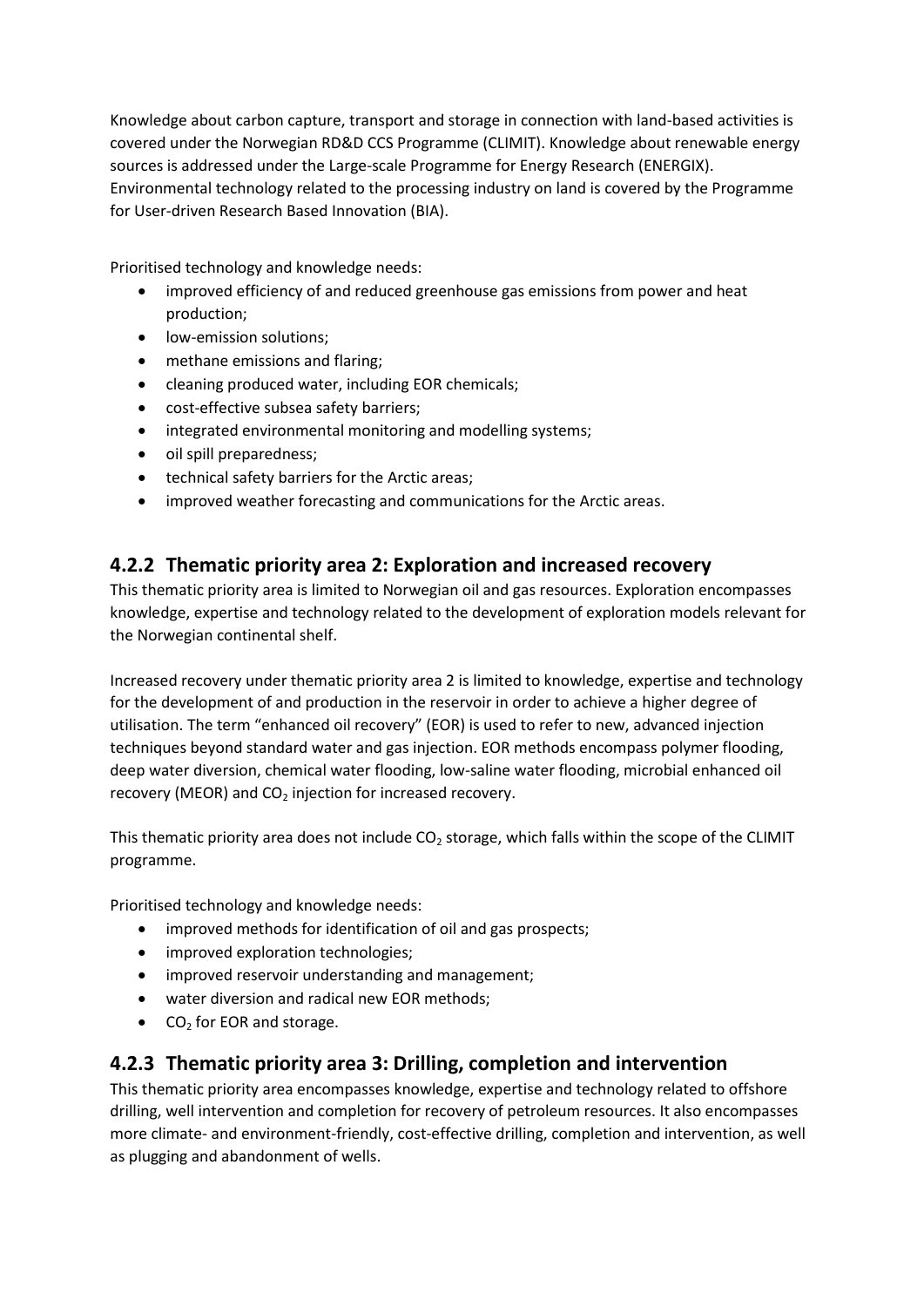Knowledge about carbon capture, transport and storage in connection with land-based activities is covered under the Norwegian RD&D CCS Programme (CLIMIT). Knowledge about renewable energy sources is addressed under the Large-scale Programme for Energy Research (ENERGIX). Environmental technology related to the processing industry on land is covered by the Programme for User-driven Research Based Innovation (BIA).

Prioritised technology and knowledge needs:

- improved efficiency of and reduced greenhouse gas emissions from power and heat production;
- low-emission solutions;
- methane emissions and flaring;
- cleaning produced water, including EOR chemicals;
- cost-effective subsea safety barriers;
- integrated environmental monitoring and modelling systems;
- oil spill preparedness;
- technical safety barriers for the Arctic areas;
- improved weather forecasting and communications for the Arctic areas.

### 4.2.2 Thematic priority area 2: Exploration and increased recovery

This thematic priority area is limited to Norwegian oil and gas resources. Exploration encompasses knowledge, expertise and technology related to the development of exploration models relevant for the Norwegian continental shelf.

Increased recovery under thematic priority area 2 is limited to knowledge, expertise and technology for the development of and production in the reservoir in order to achieve a higher degree of utilisation. The term "enhanced oil recovery" (EOR) is used to refer to new, advanced injection techniques beyond standard water and gas injection. EOR methods encompass polymer flooding, deep water diversion, chemical water flooding, low-saline water flooding, microbial enhanced oil recovery (MEOR) and $CO_2$ injection for increased recovery.

This thematic priority area does not include $CO_2$ storage, which falls within the scope of the CLIMIT programme.

Prioritised technology and knowledge needs:

- improved methods for identification of oil and gas prospects;
- improved exploration technologies;
- improved reservoir understanding and management;
- water diversion and radical new EOR methods;
- $CO_2$ for EOR and storage.

### 4.2.3 Thematic priority area 3: Drilling, completion and intervention

This thematic priority area encompasses knowledge, expertise and technology related to offshore drilling, well intervention and completion for recovery of petroleum resources. It also encompasses more climate- and environment-friendly, cost-effective drilling, completion and intervention, as well as plugging and abandonment of wells.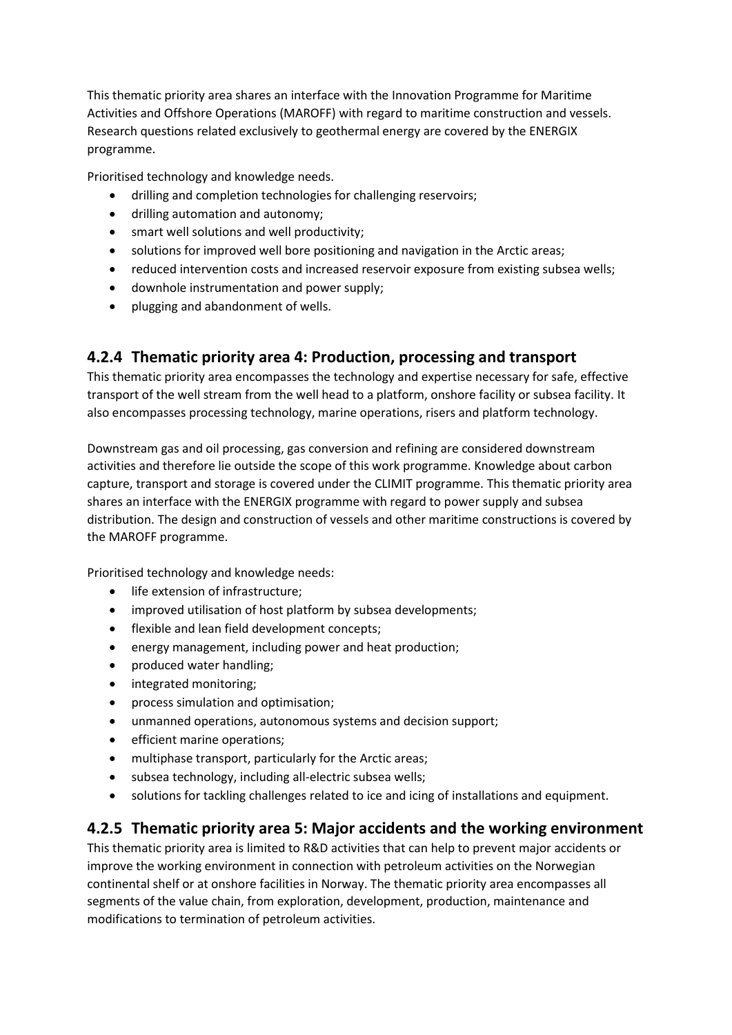This thematic priority area shares an interface with the Innovation Programme for Maritime Activities and Offshore Operations (MAROFF) with regard to maritime construction and vessels. Research questions related exclusively to geothermal energy are covered by the ENERGIX programme.

Prioritised technology and knowledge needs.

- drilling and completion technologies for challenging reservoirs;
- drilling automation and autonomy;
- smart well solutions and well productivity;
- solutions for improved well bore positioning and navigation in the Arctic areas;
- reduced intervention costs and increased reservoir exposure from existing subsea wells;
- downhole instrumentation and power supply;
- plugging and abandonment of wells.

### 4.2.4 Thematic priority area 4: Production, processing and transport

This thematic priority area encompasses the technology and expertise necessary for safe, effective transport of the well stream from the well head to a platform, onshore facility or subsea facility. It also encompasses processing technology, marine operations, risers and platform technology.

Downstream gas and oil processing, gas conversion and refining are considered downstream activities and therefore lie outside the scope of this work programme. Knowledge about carbon capture, transport and storage is covered under the CLIMIT programme. This thematic priority area shares an interface with the ENERGIX programme with regard to power supply and subsea distribution. The design and construction of vessels and other maritime constructions is covered by the MAROFF programme.

Prioritised technology and knowledge needs:

- life extension of infrastructure;
- improved utilisation of host platform by subsea developments;
- flexible and lean field development concepts;
- energy management, including power and heat production;
- produced water handling;
- integrated monitoring;
- process simulation and optimisation;
- unmanned operations, autonomous systems and decision support;
- efficient marine operations;
- multiphase transport, particularly for the Arctic areas;
- subsea technology, including all-electric subsea wells;
- solutions for tackling challenges related to ice and icing of installations and equipment.

### 4.2.5 Thematic priority area 5: Major accidents and the working environment

This thematic priority area is limited to R&D activities that can help to prevent major accidents or improve the working environment in connection with petroleum activities on the Norwegian continental shelf or at onshore facilities in Norway. The thematic priority area encompasses all segments of the value chain, from exploration, development, production, maintenance and modifications to termination of petroleum activities.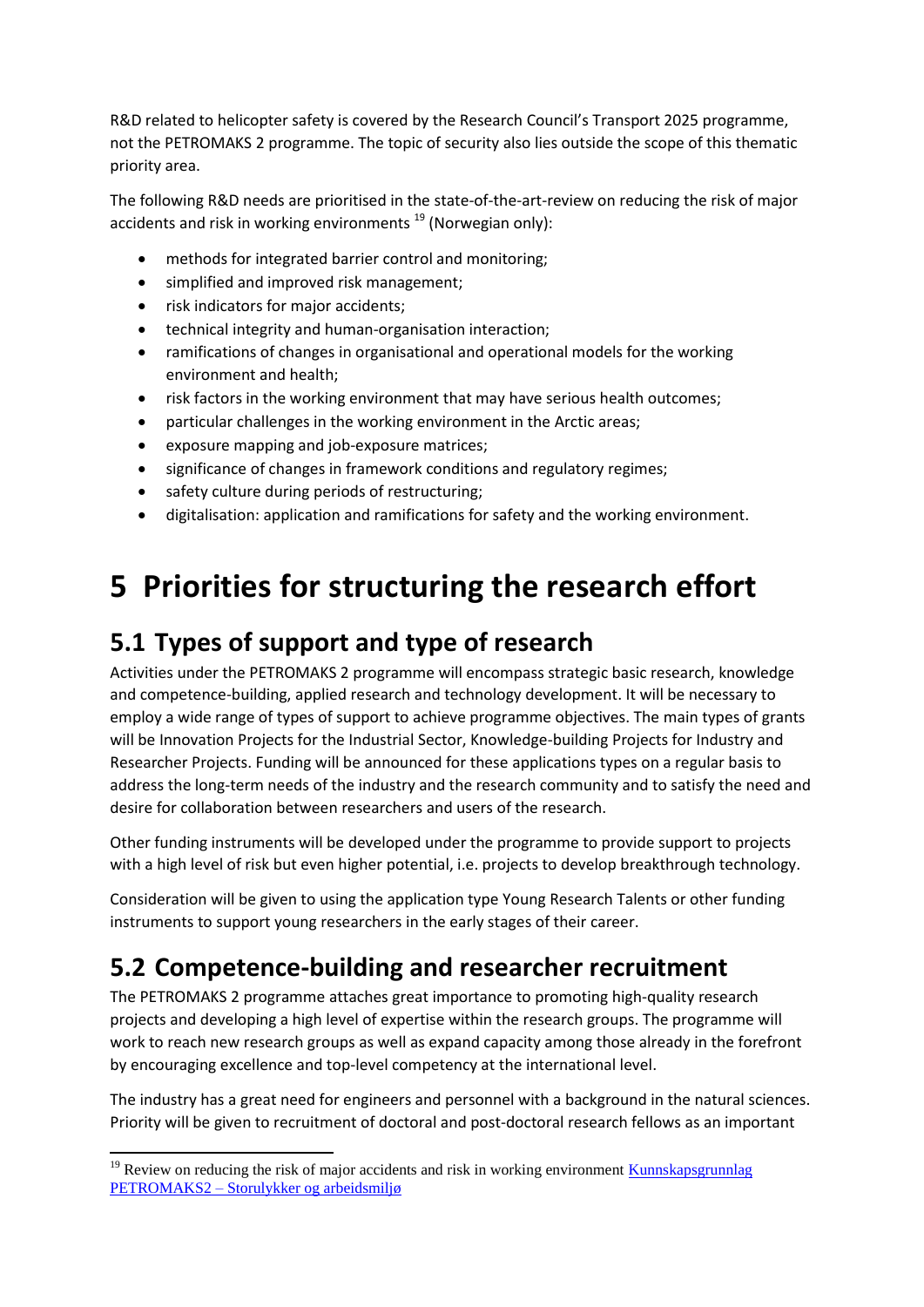R&D related to helicopter safety is covered by the Research Council's Transport 2025 programme, not the PETROMAKS 2 programme. The topic of security also lies outside the scope of this thematic priority area.

The following R&D needs are prioritised in the state-of-the-art-review on reducing the risk of major accidents and risk in working environments [19] (Norwegian only):

- methods for integrated barrier control and monitoring;
- simplified and improved risk management;
- risk indicators for major accidents;
- technical integrity and human-organisation interaction;
- ramifications of changes in organisational and operational models for the working environment and health;
- risk factors in the working environment that may have serious health outcomes;
- particular challenges in the working environment in the Arctic areas;
- exposure mapping and job-exposure matrices;
- significance of changes in framework conditions and regulatory regimes;
- safety culture during periods of restructuring;
- digitalisation: application and ramifications for safety and the working environment.

# 5 Priorities for structuring the research effort

## 5.1 Types of support and type of research

Activities under the PETROMAKS 2 programme will encompass strategic basic research, knowledge and competence-building, applied research and technology development. It will be necessary to employ a wide range of types of support to achieve programme objectives. The main types of grants will be Innovation Projects for the Industrial Sector, Knowledge-building Projects for Industry and Researcher Projects. Funding will be announced for these applications types on a regular basis to address the long-term needs of the industry and the research community and to satisfy the need and desire for collaboration between researchers and users of the research.

Other funding instruments will be developed under the programme to provide support to projects with a high level of risk but even higher potential, i.e. projects to develop breakthrough technology.

Consideration will be given to using the application type Young Research Talents or other funding instruments to support young researchers in the early stages of their career.

## 5.2 Competence-building and researcher recruitment

The PETROMAKS 2 programme attaches great importance to promoting high-quality research projects and developing a high level of expertise within the research groups. The programme will work to reach new research groups as well as expand capacity among those already in the forefront by encouraging excellence and top-level competency at the international level.

The industry has a great need for engineers and personnel with a background in the natural sciences. Priority will be given to recruitment of doctoral and post-doctoral research fellows as an important

---

[19] Review on reducing the risk of major accidents and risk in working environment [Kunnskapsgrunnlag PETROMAKS2 – Storulykker og arbeidsmiljø]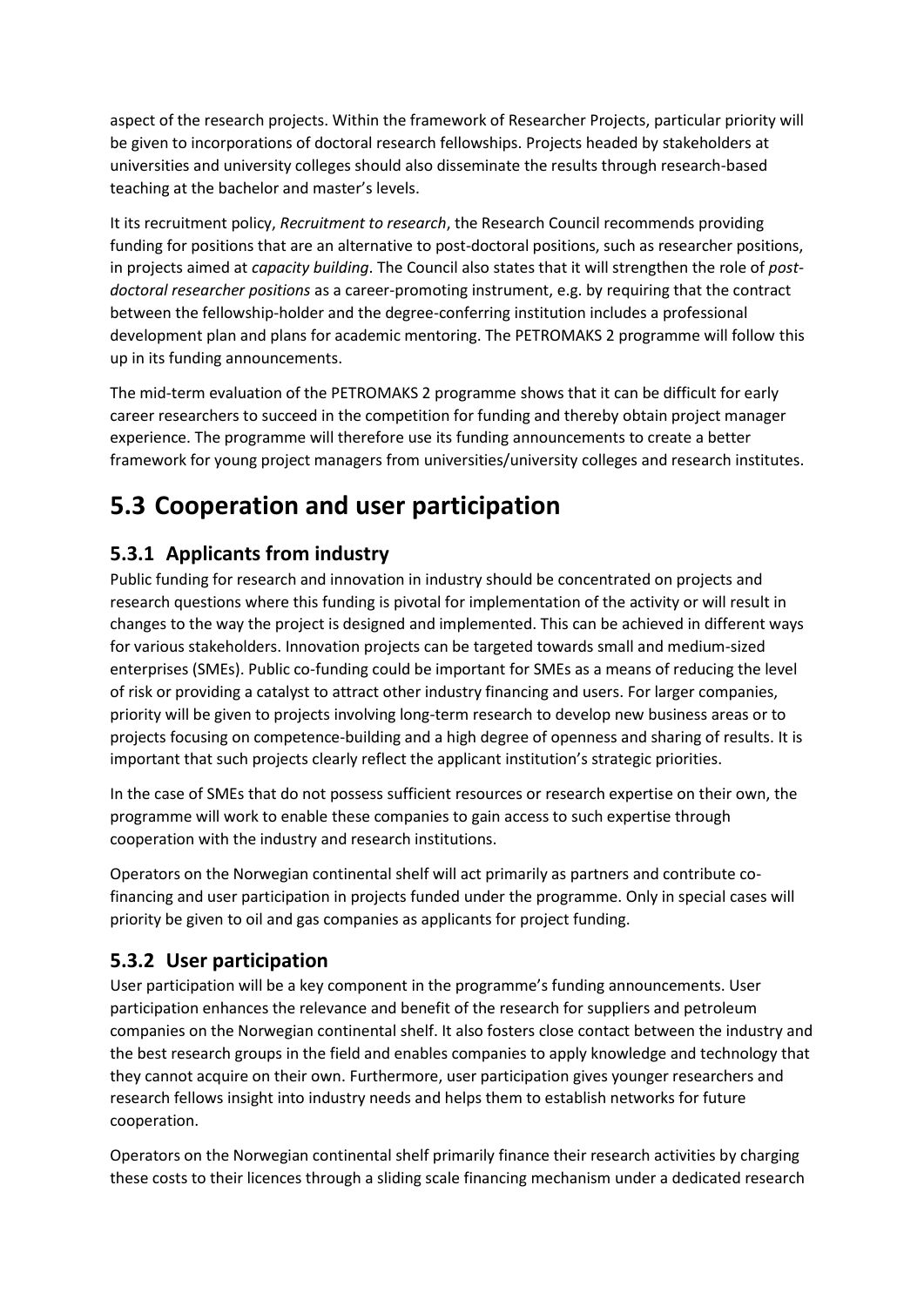aspect of the research projects. Within the framework of Researcher Projects, particular priority will be given to incorporations of doctoral research fellowships. Projects headed by stakeholders at universities and university colleges should also disseminate the results through research-based teaching at the bachelor and master's levels.

It its recruitment policy, *Recruitment to research*, the Research Council recommends providing funding for positions that are an alternative to post-doctoral positions, such as researcher positions, in projects aimed at *capacity building*. The Council also states that it will strengthen the role of *post-doctoral researcher positions* as a career-promoting instrument, e.g. by requiring that the contract between the fellowship-holder and the degree-conferring institution includes a professional development plan and plans for academic mentoring. The PETROMAKS 2 programme will follow this up in its funding announcements.

The mid-term evaluation of the PETROMAKS 2 programme shows that it can be difficult for early career researchers to succeed in the competition for funding and thereby obtain project manager experience. The programme will therefore use its funding announcements to create a better framework for young project managers from universities/university colleges and research institutes.

# 5.3 Cooperation and user participation

## 5.3.1 Applicants from industry

Public funding for research and innovation in industry should be concentrated on projects and research questions where this funding is pivotal for implementation of the activity or will result in changes to the way the project is designed and implemented. This can be achieved in different ways for various stakeholders. Innovation projects can be targeted towards small and medium-sized enterprises (SMEs). Public co-funding could be important for SMEs as a means of reducing the level of risk or providing a catalyst to attract other industry financing and users. For larger companies, priority will be given to projects involving long-term research to develop new business areas or to projects focusing on competence-building and a high degree of openness and sharing of results. It is important that such projects clearly reflect the applicant institution's strategic priorities.

In the case of SMEs that do not possess sufficient resources or research expertise on their own, the programme will work to enable these companies to gain access to such expertise through cooperation with the industry and research institutions.

Operators on the Norwegian continental shelf will act primarily as partners and contribute co-financing and user participation in projects funded under the programme. Only in special cases will priority be given to oil and gas companies as applicants for project funding.

## 5.3.2 User participation

User participation will be a key component in the programme's funding announcements. User participation enhances the relevance and benefit of the research for suppliers and petroleum companies on the Norwegian continental shelf. It also fosters close contact between the industry and the best research groups in the field and enables companies to apply knowledge and technology that they cannot acquire on their own. Furthermore, user participation gives younger researchers and research fellows insight into industry needs and helps them to establish networks for future cooperation.

Operators on the Norwegian continental shelf primarily finance their research activities by charging these costs to their licences through a sliding scale financing mechanism under a dedicated research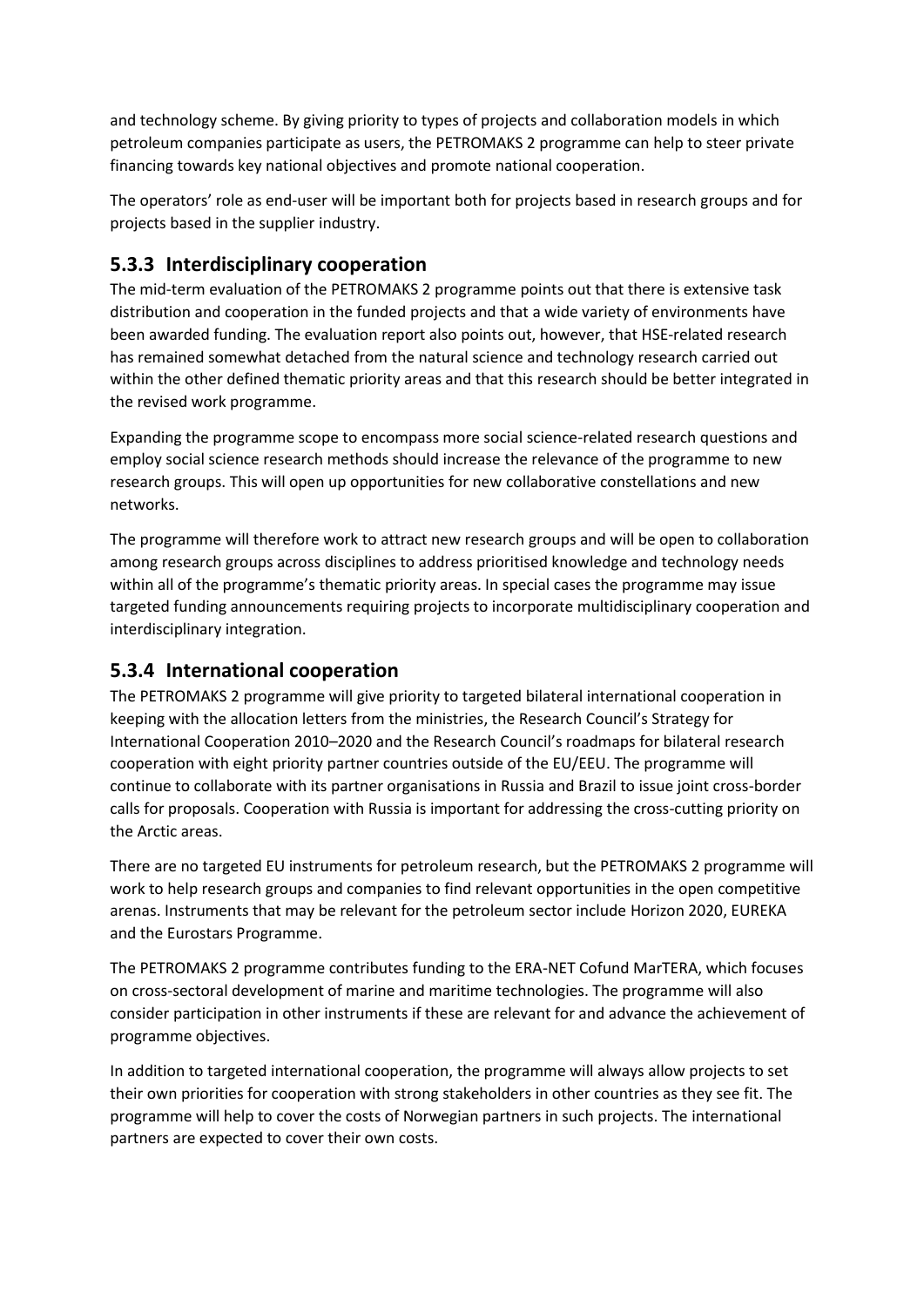and technology scheme. By giving priority to types of projects and collaboration models in which petroleum companies participate as users, the PETROMAKS 2 programme can help to steer private financing towards key national objectives and promote national cooperation.

The operators' role as end-user will be important both for projects based in research groups and for projects based in the supplier industry.

### 5.3.3 Interdisciplinary cooperation

The mid-term evaluation of the PETROMAKS 2 programme points out that there is extensive task distribution and cooperation in the funded projects and that a wide variety of environments have been awarded funding. The evaluation report also points out, however, that HSE-related research has remained somewhat detached from the natural science and technology research carried out within the other defined thematic priority areas and that this research should be better integrated in the revised work programme.

Expanding the programme scope to encompass more social science-related research questions and employ social science research methods should increase the relevance of the programme to new research groups. This will open up opportunities for new collaborative constellations and new networks.

The programme will therefore work to attract new research groups and will be open to collaboration among research groups across disciplines to address prioritised knowledge and technology needs within all of the programme's thematic priority areas. In special cases the programme may issue targeted funding announcements requiring projects to incorporate multidisciplinary cooperation and interdisciplinary integration.

### 5.3.4 International cooperation

The PETROMAKS 2 programme will give priority to targeted bilateral international cooperation in keeping with the allocation letters from the ministries, the Research Council's Strategy for International Cooperation 2010–2020 and the Research Council's roadmaps for bilateral research cooperation with eight priority partner countries outside of the EU/EEU. The programme will continue to collaborate with its partner organisations in Russia and Brazil to issue joint cross-border calls for proposals. Cooperation with Russia is important for addressing the cross-cutting priority on the Arctic areas.

There are no targeted EU instruments for petroleum research, but the PETROMAKS 2 programme will work to help research groups and companies to find relevant opportunities in the open competitive arenas. Instruments that may be relevant for the petroleum sector include Horizon 2020, EUREKA and the Eurostars Programme.

The PETROMAKS 2 programme contributes funding to the ERA-NET Cofund MarTERA, which focuses on cross-sectoral development of marine and maritime technologies. The programme will also consider participation in other instruments if these are relevant for and advance the achievement of programme objectives.

In addition to targeted international cooperation, the programme will always allow projects to set their own priorities for cooperation with strong stakeholders in other countries as they see fit. The programme will help to cover the costs of Norwegian partners in such projects. The international partners are expected to cover their own costs.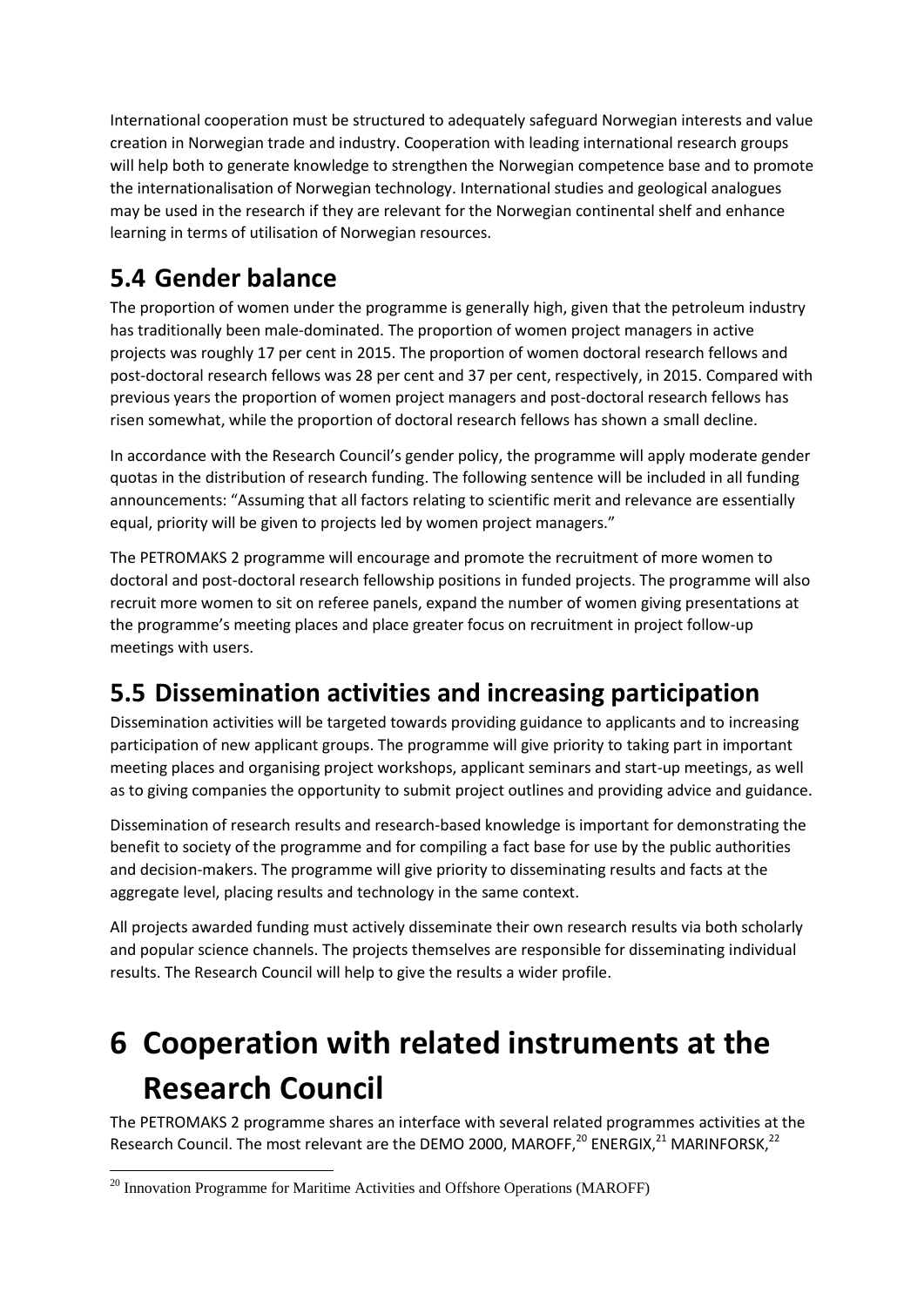International cooperation must be structured to adequately safeguard Norwegian interests and value creation in Norwegian trade and industry. Cooperation with leading international research groups will help both to generate knowledge to strengthen the Norwegian competence base and to promote the internationalisation of Norwegian technology. International studies and geological analogues may be used in the research if they are relevant for the Norwegian continental shelf and enhance learning in terms of utilisation of Norwegian resources.

## 5.4 Gender balance

The proportion of women under the programme is generally high, given that the petroleum industry has traditionally been male-dominated. The proportion of women project managers in active projects was roughly 17 per cent in 2015. The proportion of women doctoral research fellows and post-doctoral research fellows was 28 per cent and 37 per cent, respectively, in 2015. Compared with previous years the proportion of women project managers and post-doctoral research fellows has risen somewhat, while the proportion of doctoral research fellows has shown a small decline.

In accordance with the Research Council's gender policy, the programme will apply moderate gender quotas in the distribution of research funding. The following sentence will be included in all funding announcements: "Assuming that all factors relating to scientific merit and relevance are essentially equal, priority will be given to projects led by women project managers."

The PETROMAKS 2 programme will encourage and promote the recruitment of more women to doctoral and post-doctoral research fellowship positions in funded projects. The programme will also recruit more women to sit on referee panels, expand the number of women giving presentations at the programme's meeting places and place greater focus on recruitment in project follow-up meetings with users.

## 5.5 Dissemination activities and increasing participation

Dissemination activities will be targeted towards providing guidance to applicants and to increasing participation of new applicant groups. The programme will give priority to taking part in important meeting places and organising project workshops, applicant seminars and start-up meetings, as well as to giving companies the opportunity to submit project outlines and providing advice and guidance.

Dissemination of research results and research-based knowledge is important for demonstrating the benefit to society of the programme and for compiling a fact base for use by the public authorities and decision-makers. The programme will give priority to disseminating results and facts at the aggregate level, placing results and technology in the same context.

All projects awarded funding must actively disseminate their own research results via both scholarly and popular science channels. The projects themselves are responsible for disseminating individual results. The Research Council will help to give the results a wider profile.

# 6 Cooperation with related instruments at the Research Council

The PETROMAKS 2 programme shares an interface with several related programmes activities at the Research Council. The most relevant are the DEMO 2000, MAROFF,[20] ENERGIX,[21] MARINFORSK,[22]

[20] Innovation Programme for Maritime Activities and Offshore Operations (MAROFF)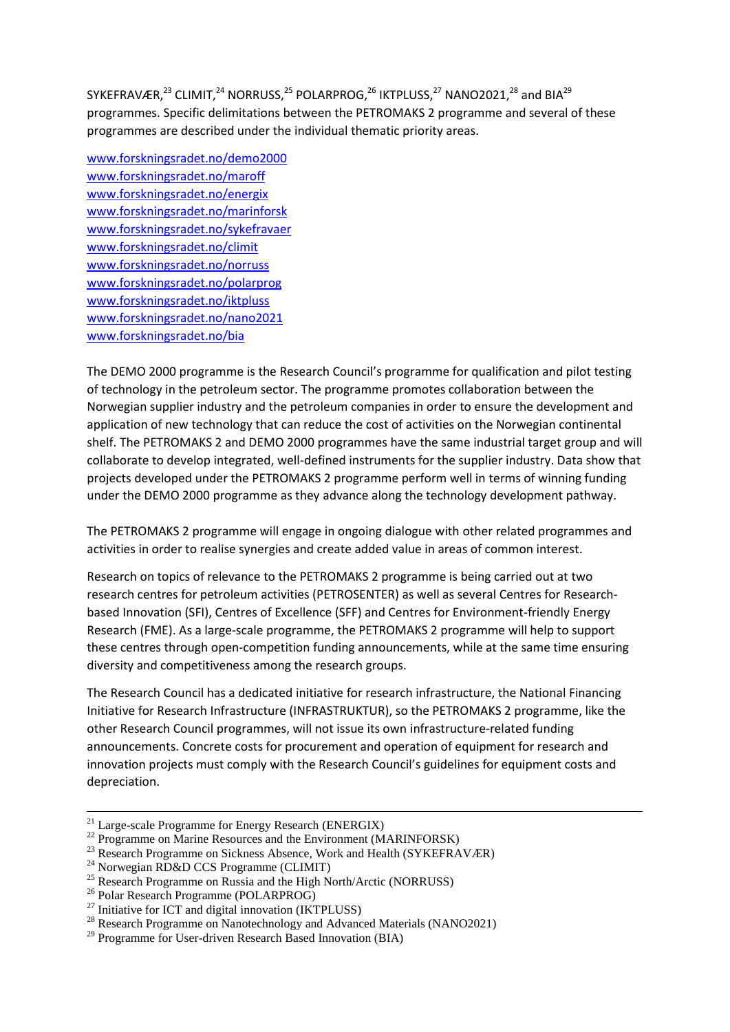SYKEFRAVÆR,[23] CLIMIT,[24] NORRUSS,[25] POLARPROG,[26] IKTPLUSS,[27] NANO2021,[28] and BIA[29] programmes. Specific delimitations between the PETROMAKS 2 programme and several of these programmes are described under the individual thematic priority areas.

www.forskningsradet.no/demo2000
www.forskningsradet.no/maroff
www.forskningsradet.no/energix
www.forskningsradet.no/marinforsk
www.forskningsradet.no/sykefravaer
www.forskningsradet.no/climit
www.forskningsradet.no/norruss
www.forskningsradet.no/polarprog
www.forskningsradet.no/iktpluss
www.forskningsradet.no/nano2021
www.forskningsradet.no/bia

The DEMO 2000 programme is the Research Council's programme for qualification and pilot testing of technology in the petroleum sector. The programme promotes collaboration between the Norwegian supplier industry and the petroleum companies in order to ensure the development and application of new technology that can reduce the cost of activities on the Norwegian continental shelf. The PETROMAKS 2 and DEMO 2000 programmes have the same industrial target group and will collaborate to develop integrated, well-defined instruments for the supplier industry. Data show that projects developed under the PETROMAKS 2 programme perform well in terms of winning funding under the DEMO 2000 programme as they advance along the technology development pathway.

The PETROMAKS 2 programme will engage in ongoing dialogue with other related programmes and activities in order to realise synergies and create added value in areas of common interest.

Research on topics of relevance to the PETROMAKS 2 programme is being carried out at two research centres for petroleum activities (PETROSENTER) as well as several Centres for Research-based Innovation (SFI), Centres of Excellence (SFF) and Centres for Environment-friendly Energy Research (FME). As a large-scale programme, the PETROMAKS 2 programme will help to support these centres through open-competition funding announcements, while at the same time ensuring diversity and competitiveness among the research groups.

The Research Council has a dedicated initiative for research infrastructure, the National Financing Initiative for Research Infrastructure (INFRASTRUKTUR), so the PETROMAKS 2 programme, like the other Research Council programmes, will not issue its own infrastructure-related funding announcements. Concrete costs for procurement and operation of equipment for research and innovation projects must comply with the Research Council's guidelines for equipment costs and depreciation.

---

[21] Large-scale Programme for Energy Research (ENERGIX)
[22] Programme on Marine Resources and the Environment (MARINFORSK)
[23] Research Programme on Sickness Absence, Work and Health (SYKEFRAVÆR)
[24] Norwegian RD&D CCS Programme (CLIMIT)
[25] Research Programme on Russia and the High North/Arctic (NORRUSS)
[26] Polar Research Programme (POLARPROG)
[27] Initiative for ICT and digital innovation (IKTPLUSS)
[28] Research Programme on Nanotechnology and Advanced Materials (NANO2021)
[29] Programme for User-driven Research Based Innovation (BIA)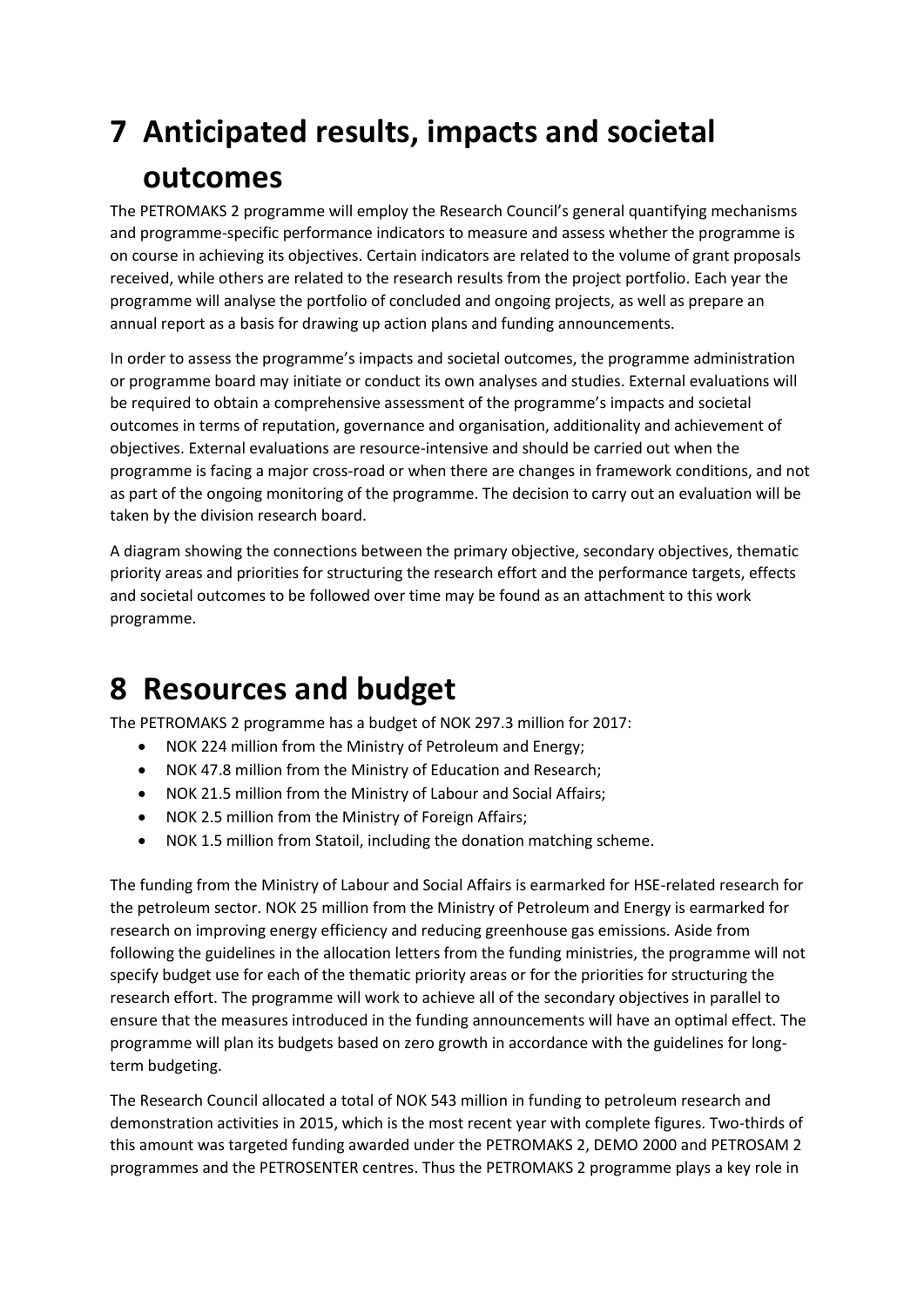# 7 Anticipated results, impacts and societal outcomes

The PETROMAKS 2 programme will employ the Research Council's general quantifying mechanisms and programme-specific performance indicators to measure and assess whether the programme is on course in achieving its objectives. Certain indicators are related to the volume of grant proposals received, while others are related to the research results from the project portfolio. Each year the programme will analyse the portfolio of concluded and ongoing projects, as well as prepare an annual report as a basis for drawing up action plans and funding announcements.

In order to assess the programme's impacts and societal outcomes, the programme administration or programme board may initiate or conduct its own analyses and studies. External evaluations will be required to obtain a comprehensive assessment of the programme's impacts and societal outcomes in terms of reputation, governance and organisation, additionality and achievement of objectives. External evaluations are resource-intensive and should be carried out when the programme is facing a major cross-road or when there are changes in framework conditions, and not as part of the ongoing monitoring of the programme. The decision to carry out an evaluation will be taken by the division research board.

A diagram showing the connections between the primary objective, secondary objectives, thematic priority areas and priorities for structuring the research effort and the performance targets, effects and societal outcomes to be followed over time may be found as an attachment to this work programme.

# 8 Resources and budget

The PETROMAKS 2 programme has a budget of NOK 297.3 million for 2017:

- NOK 224 million from the Ministry of Petroleum and Energy;
- NOK 47.8 million from the Ministry of Education and Research;
- NOK 21.5 million from the Ministry of Labour and Social Affairs;
- NOK 2.5 million from the Ministry of Foreign Affairs;
- NOK 1.5 million from Statoil, including the donation matching scheme.

The funding from the Ministry of Labour and Social Affairs is earmarked for HSE-related research for the petroleum sector. NOK 25 million from the Ministry of Petroleum and Energy is earmarked for research on improving energy efficiency and reducing greenhouse gas emissions. Aside from following the guidelines in the allocation letters from the funding ministries, the programme will not specify budget use for each of the thematic priority areas or for the priorities for structuring the research effort. The programme will work to achieve all of the secondary objectives in parallel to ensure that the measures introduced in the funding announcements will have an optimal effect. The programme will plan its budgets based on zero growth in accordance with the guidelines for long-term budgeting.

The Research Council allocated a total of NOK 543 million in funding to petroleum research and demonstration activities in 2015, which is the most recent year with complete figures. Two-thirds of this amount was targeted funding awarded under the PETROMAKS 2, DEMO 2000 and PETROSAM 2 programmes and the PETROSENTER centres. Thus the PETROMAKS 2 programme plays a key role in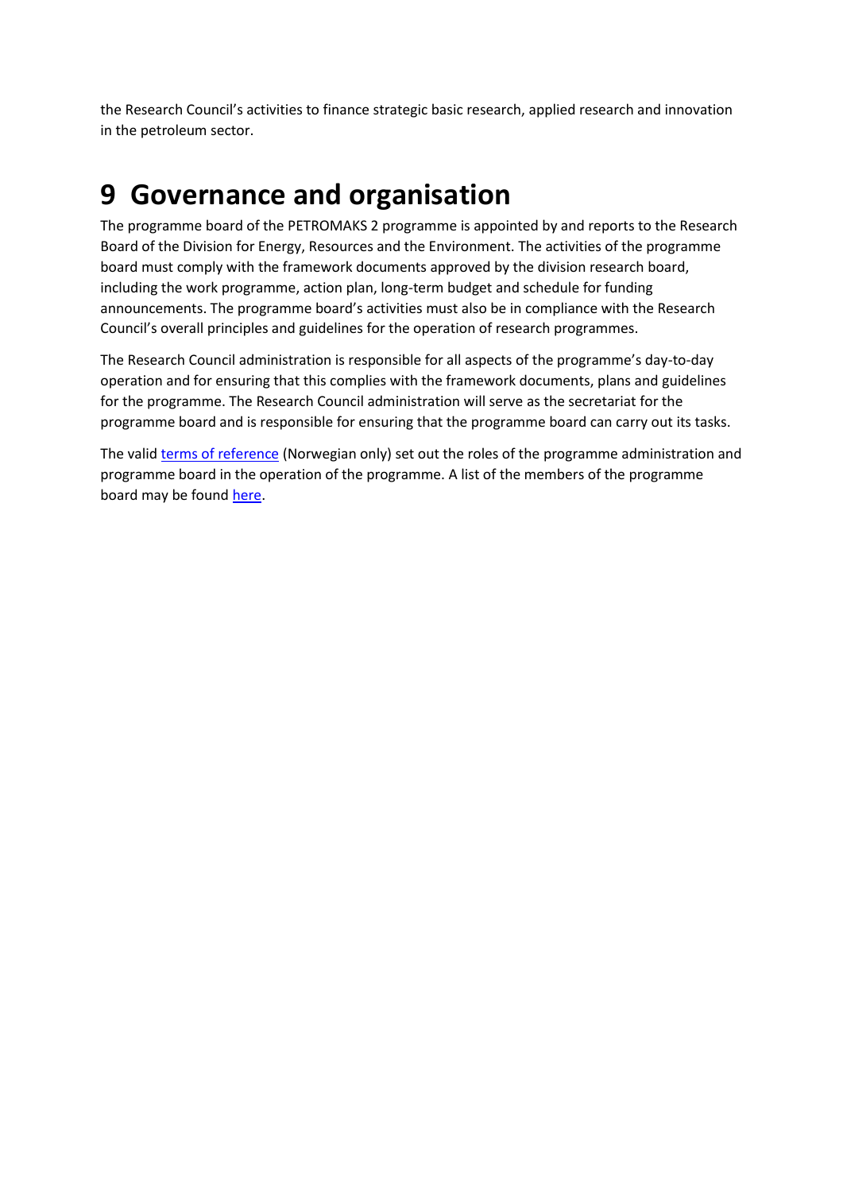the Research Council's activities to finance strategic basic research, applied research and innovation in the petroleum sector.

# 9 Governance and organisation

The programme board of the PETROMAKS 2 programme is appointed by and reports to the Research Board of the Division for Energy, Resources and the Environment. The activities of the programme board must comply with the framework documents approved by the division research board, including the work programme, action plan, long-term budget and schedule for funding announcements. The programme board's activities must also be in compliance with the Research Council's overall principles and guidelines for the operation of research programmes.

The Research Council administration is responsible for all aspects of the programme's day-to-day operation and for ensuring that this complies with the framework documents, plans and guidelines for the programme. The Research Council administration will serve as the secretariat for the programme board and is responsible for ensuring that the programme board can carry out its tasks.

The valid terms of reference (Norwegian only) set out the roles of the programme administration and programme board in the operation of the programme. A list of the members of the programme board may be found here.